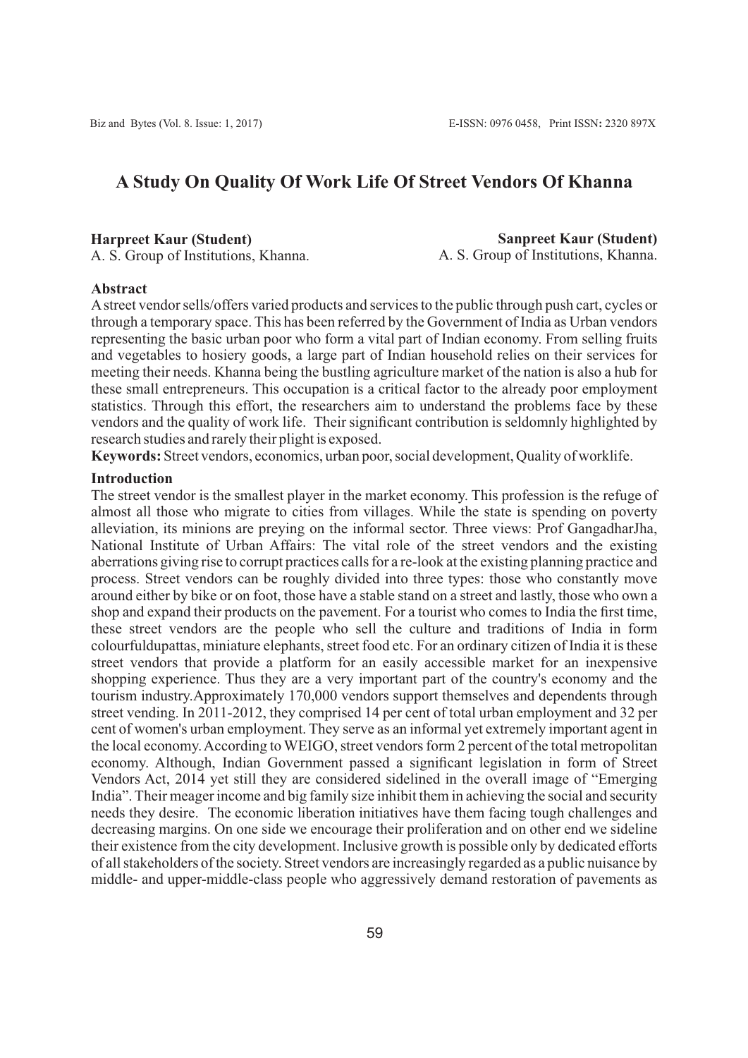# A Study On Quality Of Work Life Of Street Vendors Of Khanna

**Harpreet Kaur (Student)**
A. S. Group of Institutions, Khanna.

**Sanpreet Kaur (Student)**
A. S. Group of Institutions, Khanna.

**Abstract**

A street vendor sells/offers varied products and services to the public through push cart, cycles or through a temporary space. This has been referred by the Government of India as Urban vendors representing the basic urban poor who form a vital part of Indian economy. From selling fruits and vegetables to hosiery goods, a large part of Indian household relies on their services for meeting their needs. Khanna being the bustling agriculture market of the nation is also a hub for these small entrepreneurs. This occupation is a critical factor to the already poor employment statistics. Through this effort, the researchers aim to understand the problems face by these vendors and the quality of work life. Their significant contribution is seldomnly highlighted by research studies and rarely their plight is exposed.

**Keywords:** Street vendors, economics, urban poor, social development, Quality of worklife.

**Introduction**

The street vendor is the smallest player in the market economy. This profession is the refuge of almost all those who migrate to cities from villages. While the state is spending on poverty alleviation, its minions are preying on the informal sector. Three views: Prof GangadharJha, National Institute of Urban Affairs: The vital role of the street vendors and the existing aberrations giving rise to corrupt practices calls for a re-look at the existing planning practice and process. Street vendors can be roughly divided into three types: those who constantly move around either by bike or on foot, those have a stable stand on a street and lastly, those who own a shop and expand their products on the pavement. For a tourist who comes to India the first time, these street vendors are the people who sell the culture and traditions of India in form colourfuldupattas, miniature elephants, street food etc. For an ordinary citizen of India it is these street vendors that provide a platform for an easily accessible market for an inexpensive shopping experience. Thus they are a very important part of the country's economy and the tourism industry.Approximately 170,000 vendors support themselves and dependents through street vending. In 2011-2012, they comprised 14 per cent of total urban employment and 32 per cent of women's urban employment. They serve as an informal yet extremely important agent in the local economy. According to WEIGO, street vendors form 2 percent of the total metropolitan economy. Although, Indian Government passed a significant legislation in form of Street Vendors Act, 2014 yet still they are considered sidelined in the overall image of "Emerging India". Their meager income and big family size inhibit them in achieving the social and security needs they desire. The economic liberation initiatives have them facing tough challenges and decreasing margins. On one side we encourage their proliferation and on other end we sideline their existence from the city development. Inclusive growth is possible only by dedicated efforts of all stakeholders of the society. Street vendors are increasingly regarded as a public nuisance by middle- and upper-middle-class people who aggressively demand restoration of pavements as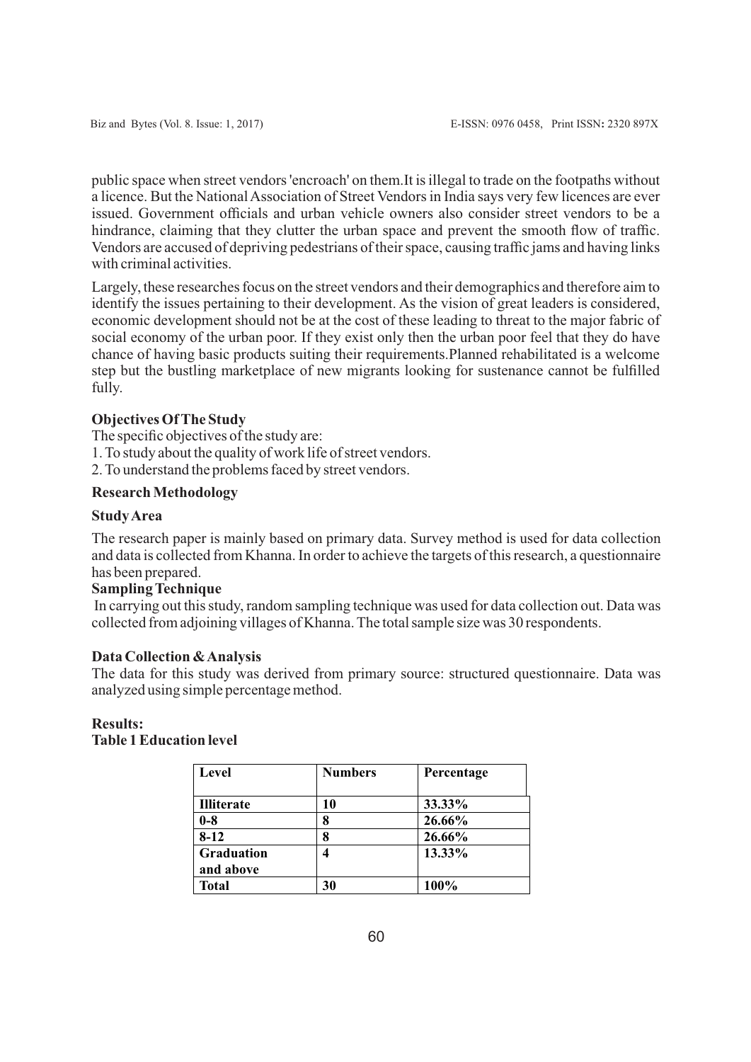public space when street vendors 'encroach' on them.It is illegal to trade on the footpaths without a licence. But the National Association of Street Vendors in India says very few licences are ever issued. Government officials and urban vehicle owners also consider street vendors to be a hindrance, claiming that they clutter the urban space and prevent the smooth flow of traffic. Vendors are accused of depriving pedestrians of their space, causing traffic jams and having links with criminal activities.

Largely, these researches focus on the street vendors and their demographics and therefore aim to identify the issues pertaining to their development. As the vision of great leaders is considered, economic development should not be at the cost of these leading to threat to the major fabric of social economy of the urban poor. If they exist only then the urban poor feel that they do have chance of having basic products suiting their requirements.Planned rehabilitated is a welcome step but the bustling marketplace of new migrants looking for sustenance cannot be fulfilled fully.

**Objectives Of The Study**

The specific objectives of the study are:

1. To study about the quality of work life of street vendors.
2. To understand the problems faced by street vendors.

**Research Methodology**

**Study Area**

The research paper is mainly based on primary data. Survey method is used for data collection and data is collected from Khanna. In order to achieve the targets of this research, a questionnaire has been prepared.

**Sampling Technique**

In carrying out this study, random sampling technique was used for data collection out. Data was collected from adjoining villages of Khanna. The total sample size was 30 respondents.

**Data Collection & Analysis**

The data for this study was derived from primary source: structured questionnaire. Data was analyzed using simple percentage method.

**Results:**

**Table 1 Education level**

| Level | Numbers | Percentage |
|---|---|---|
| Illiterate | 10 | 33.33% |
| 0-8 | 8 | 26.66% |
| 8-12 | 8 | 26.66% |
| Graduation and above | 4 | 13.33% |
| Total | 30 | 100% |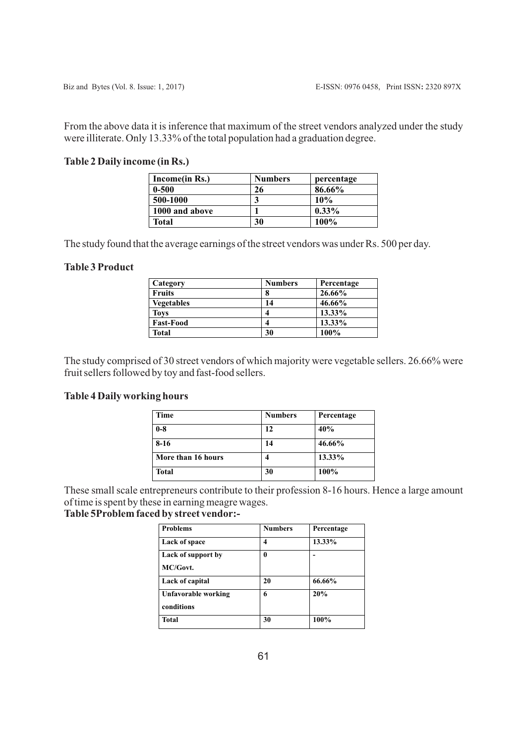From the above data it is inference that maximum of the street vendors analyzed under the study were illiterate. Only 13.33% of the total population had a graduation degree.

**Table 2 Daily income (in Rs.)**

| Income(in Rs.) | Numbers | percentage |
|---|---|---|
| 0-500 | 26 | 86.66% |
| 500-1000 | 3 | 10% |
| 1000 and above | 1 | 0.33% |
| Total | 30 | 100% |

The study found that the average earnings of the street vendors was under Rs. 500 per day.

**Table 3 Product**

| Category | Numbers | Percentage |
|---|---|---|
| Fruits | 8 | 26.66% |
| Vegetables | 14 | 46.66% |
| Toys | 4 | 13.33% |
| Fast-Food | 4 | 13.33% |
| Total | 30 | 100% |

The study comprised of 30 street vendors of which majority were vegetable sellers. 26.66% were fruit sellers followed by toy and fast-food sellers.

**Table 4 Daily working hours**

| Time | Numbers | Percentage |
|---|---|---|
| 0-8 | 12 | 40% |
| 8-16 | 14 | 46.66% |
| More than 16 hours | 4 | 13.33% |
| Total | 30 | 100% |

These small scale entrepreneurs contribute to their profession 8-16 hours. Hence a large amount of time is spent by these in earning meagre wages.

**Table 5Problem faced by street vendor:-**

| Problems | Numbers | Percentage |
|---|---|---|
| Lack of space | 4 | 13.33% |
| Lack of support by MC/Govt. | 0 | - |
| Lack of capital | 20 | 66.66% |
| Unfavorable working conditions | 6 | 20% |
| Total | 30 | 100% |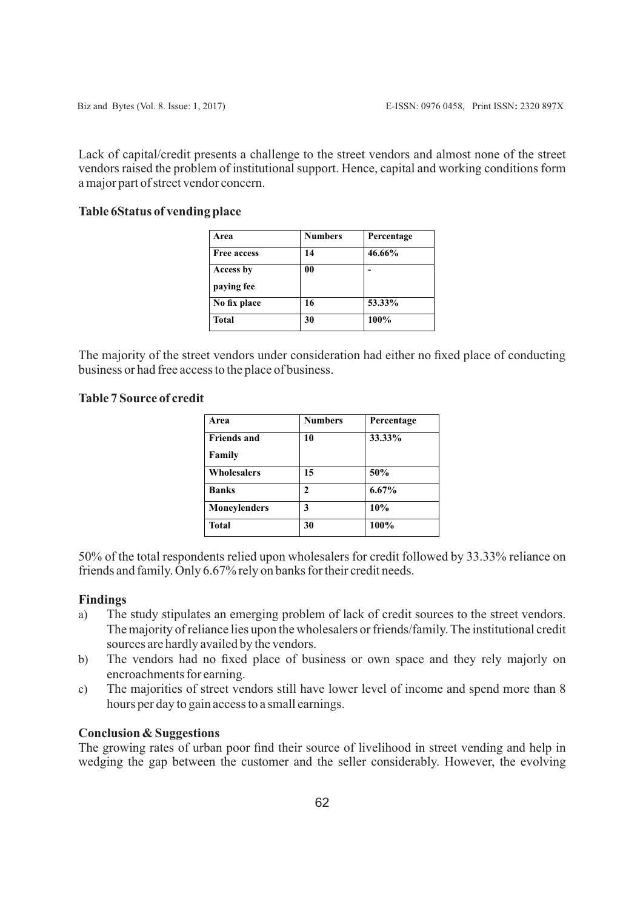Lack of capital/credit presents a challenge to the street vendors and almost none of the street vendors raised the problem of institutional support. Hence, capital and working conditions form a major part of street vendor concern.

**Table 6Status of vending place**

| Area | Numbers | Percentage |
|---|---|---|
| Free access | 14 | 46.66% |
| Access by paying fee | 00 | - |
| No fix place | 16 | 53.33% |
| Total | 30 | 100% |

The majority of the street vendors under consideration had either no fixed place of conducting business or had free access to the place of business.

**Table 7 Source of credit**

| Area | Numbers | Percentage |
|---|---|---|
| Friends and Family | 10 | 33.33% |
| Wholesalers | 15 | 50% |
| Banks | 2 | 6.67% |
| Moneylenders | 3 | 10% |
| Total | 30 | 100% |

50% of the total respondents relied upon wholesalers for credit followed by 33.33% reliance on friends and family. Only 6.67% rely on banks for their credit needs.

**Findings**

a) The study stipulates an emerging problem of lack of credit sources to the street vendors. The majority of reliance lies upon the wholesalers or friends/family. The institutional credit sources are hardly availed by the vendors.

b) The vendors had no fixed place of business or own space and they rely majorly on encroachments for earning.

c) The majorities of street vendors still have lower level of income and spend more than 8 hours per day to gain access to a small earnings.

**Conclusion & Suggestions**

The growing rates of urban poor find their source of livelihood in street vending and help in wedging the gap between the customer and the seller considerably. However, the evolving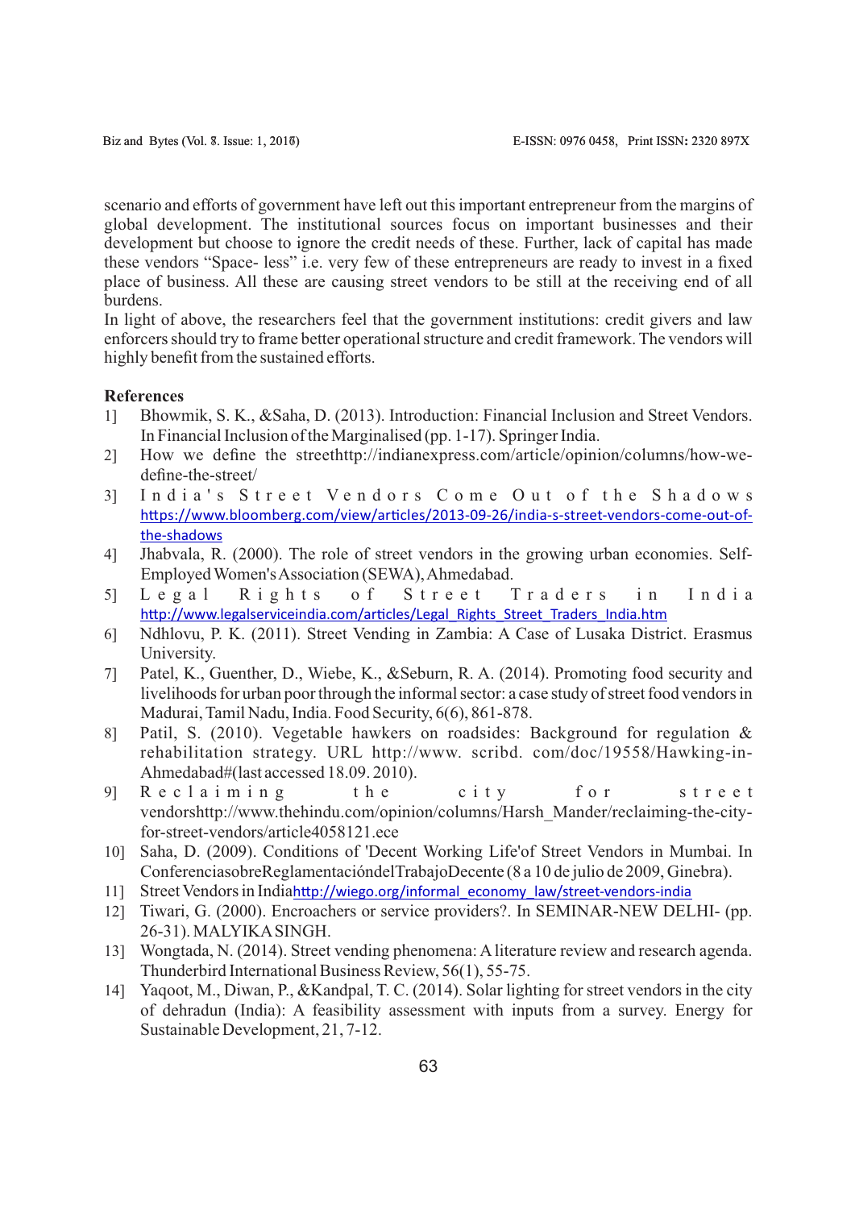scenario and efforts of government have left out this important entrepreneur from the margins of global development. The institutional sources focus on important businesses and their development but choose to ignore the credit needs of these. Further, lack of capital has made these vendors "Space- less" i.e. very few of these entrepreneurs are ready to invest in a fixed place of business. All these are causing street vendors to be still at the receiving end of all burdens.

In light of above, the researchers feel that the government institutions: credit givers and law enforcers should try to frame better operational structure and credit framework. The vendors will highly benefit from the sustained efforts.

**References**

1] Bhowmik, S. K., &Saha, D. (2013). Introduction: Financial Inclusion and Street Vendors. In Financial Inclusion of the Marginalised (pp. 1-17). Springer India.

2] How we define the streethttp://indianexpress.com/article/opinion/columns/how-we-define-the-street/

3] India's Street Vendors Come Out of the Shadows https://www.bloomberg.com/view/articles/2013-09-26/india-s-street-vendors-come-out-of-the-shadows

4] Jhabvala, R. (2000). The role of street vendors in the growing urban economies. Self-Employed Women's Association (SEWA), Ahmedabad.

5] Legal Rights of Street Traders in India http://www.legalserviceindia.com/articles/Legal_Rights_Street_Traders_India.htm

6] Ndhlovu, P. K. (2011). Street Vending in Zambia: A Case of Lusaka District. Erasmus University.

7] Patel, K., Guenther, D., Wiebe, K., &Seburn, R. A. (2014). Promoting food security and livelihoods for urban poor through the informal sector: a case study of street food vendors in Madurai, Tamil Nadu, India. Food Security, 6(6), 861-878.

8] Patil, S. (2010). Vegetable hawkers on roadsides: Background for regulation & rehabilitation strategy. URL http://www. scribd. com/doc/19558/Hawking-in-Ahmedabad#(last accessed 18.09. 2010).

9] Reclaiming the city for street vendorshttp://www.thehindu.com/opinion/columns/Harsh_Mander/reclaiming-the-city-for-street-vendors/article4058121.ece

10] Saha, D. (2009). Conditions of 'Decent Working Life'of Street Vendors in Mumbai. In ConferenciasobreReglamentacióndelTrabajoDecente (8 a 10 de julio de 2009, Ginebra).

11] Street Vendors in Indiahttp://wiego.org/informal_economy_law/street-vendors-india

12] Tiwari, G. (2000). Encroachers or service providers?. In SEMINAR-NEW DELHI- (pp. 26-31). MALYIKA SINGH.

13] Wongtada, N. (2014). Street vending phenomena: A literature review and research agenda. Thunderbird International Business Review, 56(1), 55-75.

14] Yaqoot, M., Diwan, P., &Kandpal, T. C. (2014). Solar lighting for street vendors in the city of dehradun (India): A feasibility assessment with inputs from a survey. Energy for Sustainable Development, 21, 7-12.